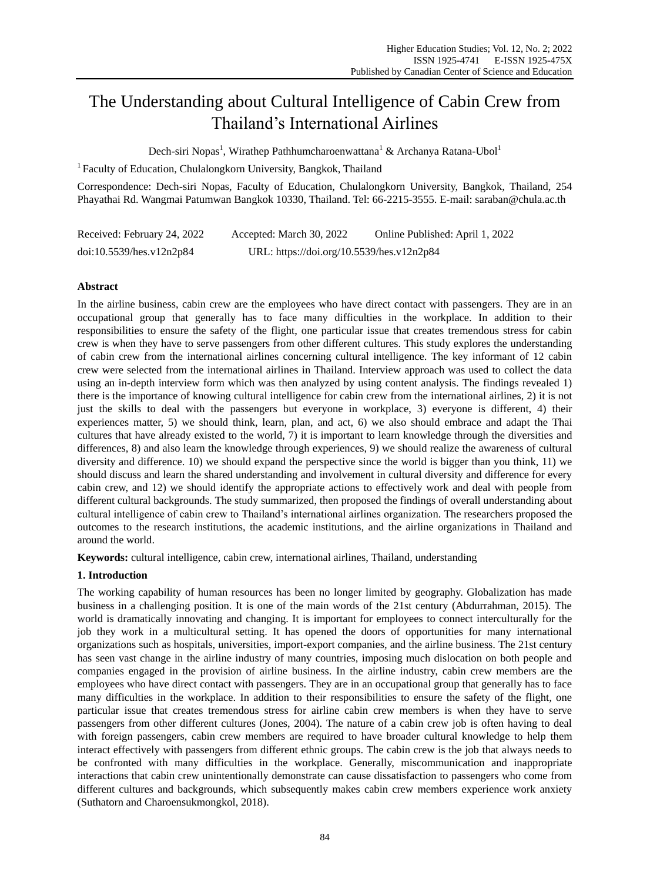# The Understanding about Cultural Intelligence of Cabin Crew from Thailand's International Airlines

Dech-siri Nopas[1], Wirathep Pathhumcharoenwattana[1] & Archanya Ratana-Ubol[1]

[1] Faculty of Education, Chulalongkorn University, Bangkok, Thailand

Correspondence: Dech-siri Nopas, Faculty of Education, Chulalongkorn University, Bangkok, Thailand, 254 Phayathai Rd. Wangmai Patumwan Bangkok 10330, Thailand. Tel: 66-2215-3555. E-mail: saraban@chula.ac.th

Received: February 24, 2022 Accepted: March 30, 2022 Online Published: April 1, 2022

doi:10.5539/hes.v12n2p84 URL: https://doi.org/10.5539/hes.v12n2p84

## Abstract

In the airline business, cabin crew are the employees who have direct contact with passengers. They are in an occupational group that generally has to face many difficulties in the workplace. In addition to their responsibilities to ensure the safety of the flight, one particular issue that creates tremendous stress for cabin crew is when they have to serve passengers from other different cultures. This study explores the understanding of cabin crew from the international airlines concerning cultural intelligence. The key informant of 12 cabin crew were selected from the international airlines in Thailand. Interview approach was used to collect the data using an in-depth interview form which was then analyzed by using content analysis. The findings revealed 1) there is the importance of knowing cultural intelligence for cabin crew from the international airlines, 2) it is not just the skills to deal with the passengers but everyone in workplace, 3) everyone is different, 4) their experiences matter, 5) we should think, learn, plan, and act, 6) we also should embrace and adapt the Thai cultures that have already existed to the world, 7) it is important to learn knowledge through the diversities and differences, 8) and also learn the knowledge through experiences, 9) we should realize the awareness of cultural diversity and difference. 10) we should expand the perspective since the world is bigger than you think, 11) we should discuss and learn the shared understanding and involvement in cultural diversity and difference for every cabin crew, and 12) we should identify the appropriate actions to effectively work and deal with people from different cultural backgrounds. The study summarized, then proposed the findings of overall understanding about cultural intelligence of cabin crew to Thailand's international airlines organization. The researchers proposed the outcomes to the research institutions, the academic institutions, and the airline organizations in Thailand and around the world.

**Keywords:** cultural intelligence, cabin crew, international airlines, Thailand, understanding

## 1. Introduction

The working capability of human resources has been no longer limited by geography. Globalization has made business in a challenging position. It is one of the main words of the 21st century (Abdurrahman, 2015). The world is dramatically innovating and changing. It is important for employees to connect interculturally for the job they work in a multicultural setting. It has opened the doors of opportunities for many international organizations such as hospitals, universities, import-export companies, and the airline business. The 21st century has seen vast change in the airline industry of many countries, imposing much dislocation on both people and companies engaged in the provision of airline business. In the airline industry, cabin crew members are the employees who have direct contact with passengers. They are in an occupational group that generally has to face many difficulties in the workplace. In addition to their responsibilities to ensure the safety of the flight, one particular issue that creates tremendous stress for airline cabin crew members is when they have to serve passengers from other different cultures (Jones, 2004). The nature of a cabin crew job is often having to deal with foreign passengers, cabin crew members are required to have broader cultural knowledge to help them interact effectively with passengers from different ethnic groups. The cabin crew is the job that always needs to be confronted with many difficulties in the workplace. Generally, miscommunication and inappropriate interactions that cabin crew unintentionally demonstrate can cause dissatisfaction to passengers who come from different cultures and backgrounds, which subsequently makes cabin crew members experience work anxiety (Suthatorn and Charoensukmongkol, 2018).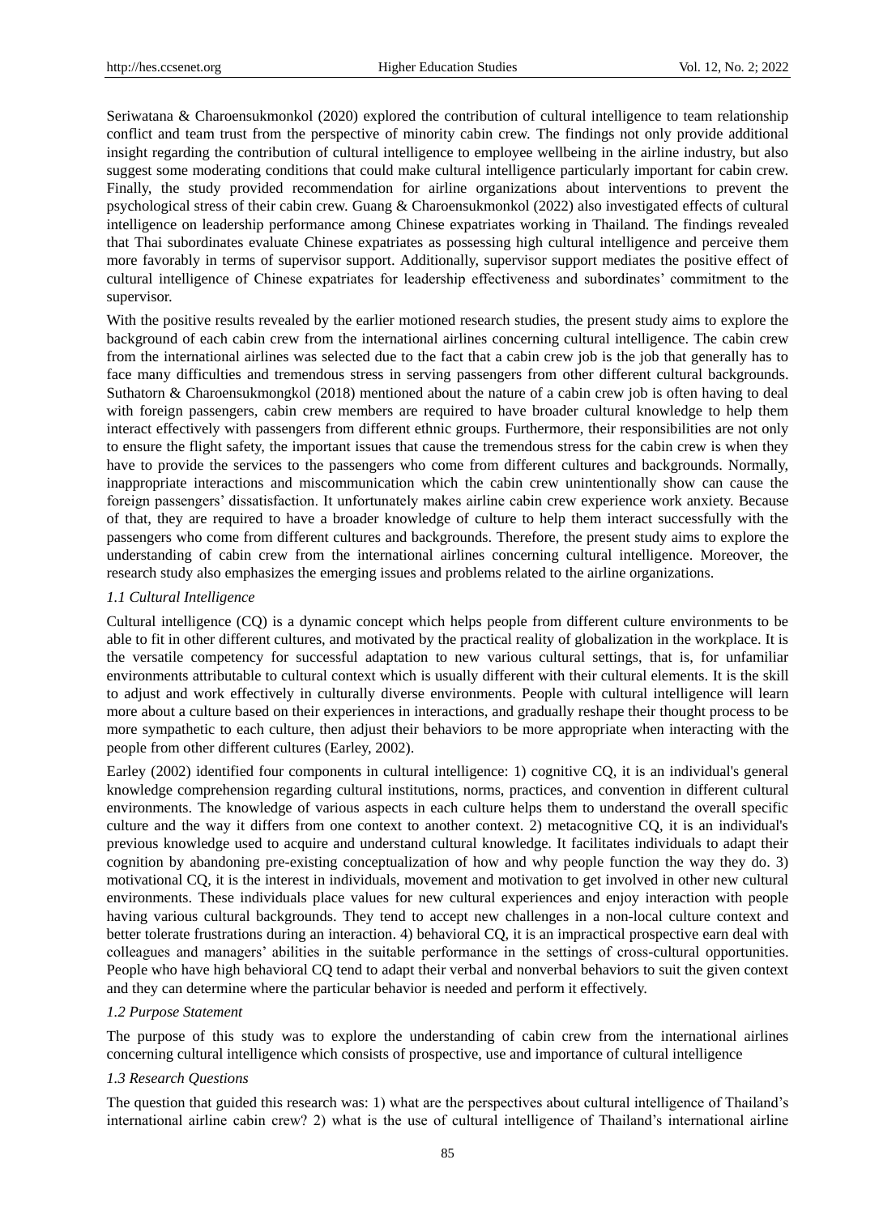Seriwatana & Charoensukmonkol (2020) explored the contribution of cultural intelligence to team relationship conflict and team trust from the perspective of minority cabin crew. The findings not only provide additional insight regarding the contribution of cultural intelligence to employee wellbeing in the airline industry, but also suggest some moderating conditions that could make cultural intelligence particularly important for cabin crew. Finally, the study provided recommendation for airline organizations about interventions to prevent the psychological stress of their cabin crew. Guang & Charoensukmonkol (2022) also investigated effects of cultural intelligence on leadership performance among Chinese expatriates working in Thailand. The findings revealed that Thai subordinates evaluate Chinese expatriates as possessing high cultural intelligence and perceive them more favorably in terms of supervisor support. Additionally, supervisor support mediates the positive effect of cultural intelligence of Chinese expatriates for leadership effectiveness and subordinates' commitment to the supervisor.

With the positive results revealed by the earlier motioned research studies, the present study aims to explore the background of each cabin crew from the international airlines concerning cultural intelligence. The cabin crew from the international airlines was selected due to the fact that a cabin crew job is the job that generally has to face many difficulties and tremendous stress in serving passengers from other different cultural backgrounds. Suthatorn & Charoensukmongkol (2018) mentioned about the nature of a cabin crew job is often having to deal with foreign passengers, cabin crew members are required to have broader cultural knowledge to help them interact effectively with passengers from different ethnic groups. Furthermore, their responsibilities are not only to ensure the flight safety, the important issues that cause the tremendous stress for the cabin crew is when they have to provide the services to the passengers who come from different cultures and backgrounds. Normally, inappropriate interactions and miscommunication which the cabin crew unintentionally show can cause the foreign passengers' dissatisfaction. It unfortunately makes airline cabin crew experience work anxiety. Because of that, they are required to have a broader knowledge of culture to help them interact successfully with the passengers who come from different cultures and backgrounds. Therefore, the present study aims to explore the understanding of cabin crew from the international airlines concerning cultural intelligence. Moreover, the research study also emphasizes the emerging issues and problems related to the airline organizations.

### *1.1 Cultural Intelligence*

Cultural intelligence (CQ) is a dynamic concept which helps people from different culture environments to be able to fit in other different cultures, and motivated by the practical reality of globalization in the workplace. It is the versatile competency for successful adaptation to new various cultural settings, that is, for unfamiliar environments attributable to cultural context which is usually different with their cultural elements. It is the skill to adjust and work effectively in culturally diverse environments. People with cultural intelligence will learn more about a culture based on their experiences in interactions, and gradually reshape their thought process to be more sympathetic to each culture, then adjust their behaviors to be more appropriate when interacting with the people from other different cultures (Earley, 2002).

Earley (2002) identified four components in cultural intelligence: 1) cognitive CQ, it is an individual's general knowledge comprehension regarding cultural institutions, norms, practices, and convention in different cultural environments. The knowledge of various aspects in each culture helps them to understand the overall specific culture and the way it differs from one context to another context. 2) metacognitive CQ, it is an individual's previous knowledge used to acquire and understand cultural knowledge. It facilitates individuals to adapt their cognition by abandoning pre-existing conceptualization of how and why people function the way they do. 3) motivational CQ, it is the interest in individuals, movement and motivation to get involved in other new cultural environments. These individuals place values for new cultural experiences and enjoy interaction with people having various cultural backgrounds. They tend to accept new challenges in a non-local culture context and better tolerate frustrations during an interaction. 4) behavioral CQ, it is an impractical prospective earn deal with colleagues and managers' abilities in the suitable performance in the settings of cross-cultural opportunities. People who have high behavioral CQ tend to adapt their verbal and nonverbal behaviors to suit the given context and they can determine where the particular behavior is needed and perform it effectively.

### *1.2 Purpose Statement*

The purpose of this study was to explore the understanding of cabin crew from the international airlines concerning cultural intelligence which consists of prospective, use and importance of cultural intelligence

### *1.3 Research Questions*

The question that guided this research was: 1) what are the perspectives about cultural intelligence of Thailand's international airline cabin crew? 2) what is the use of cultural intelligence of Thailand's international airline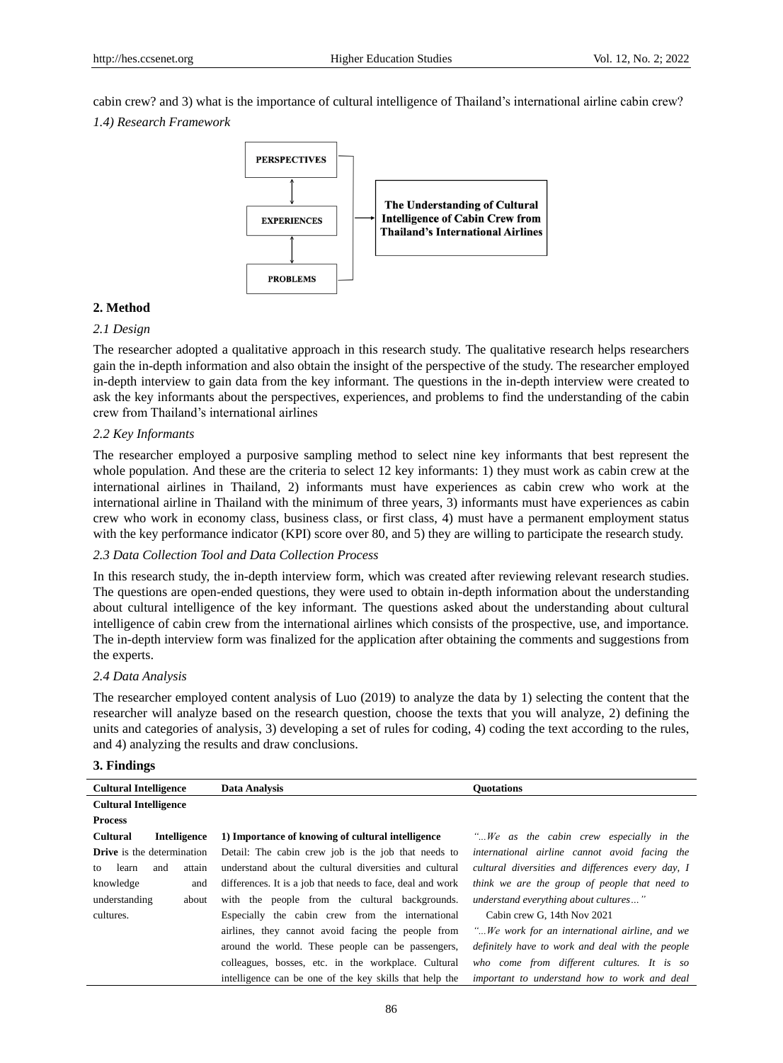cabin crew? and 3) what is the importance of cultural intelligence of Thailand's international airline cabin crew?

*1.4) Research Framework*

PERSPECTIVES

EXPERIENCES

PROBLEMS

The Understanding of Cultural Intelligence of Cabin Crew from Thailand's International Airlines

## 2. Method

### *2.1 Design*

The researcher adopted a qualitative approach in this research study. The qualitative research helps researchers gain the in-depth information and also obtain the insight of the perspective of the study. The researcher employed in-depth interview to gain data from the key informant. The questions in the in-depth interview were created to ask the key informants about the perspectives, experiences, and problems to find the understanding of the cabin crew from Thailand's international airlines

### *2.2 Key Informants*

The researcher employed a purposive sampling method to select nine key informants that best represent the whole population. And these are the criteria to select 12 key informants: 1) they must work as cabin crew at the international airlines in Thailand, 2) informants must have experiences as cabin crew who work at the international airline in Thailand with the minimum of three years, 3) informants must have experiences as cabin crew who work in economy class, business class, or first class, 4) must have a permanent employment status with the key performance indicator (KPI) score over 80, and 5) they are willing to participate the research study.

### *2.3 Data Collection Tool and Data Collection Process*

In this research study, the in-depth interview form, which was created after reviewing relevant research studies. The questions are open-ended questions, they were used to obtain in-depth information about the understanding about cultural intelligence of the key informant. The questions asked about the understanding about cultural intelligence of cabin crew from the international airlines which consists of the prospective, use, and importance. The in-depth interview form was finalized for the application after obtaining the comments and suggestions from the experts.

### *2.4 Data Analysis*

The researcher employed content analysis of Luo (2019) to analyze the data by 1) selecting the content that the researcher will analyze based on the research question, choose the texts that you will analyze, 2) defining the units and categories of analysis, 3) developing a set of rules for coding, 4) coding the text according to the rules, and 4) analyzing the results and draw conclusions.

## 3. Findings

| Cultural Intelligence | Data Analysis | Quotations |
|---|---|---|
| **Cultural Intelligence Process** | | |
| **Cultural Intelligence Drive** is the determination to learn and attain knowledge and understanding about cultures. | **1) Importance of knowing of cultural intelligence**<br>Detail: The cabin crew job is the job that needs to understand about the cultural diversities and cultural differences. It is a job that needs to face, deal and work with the people from the cultural backgrounds. Especially the cabin crew from the international airlines, they cannot avoid facing the people from around the world. These people can be passengers, colleagues, bosses, etc. in the workplace. Cultural intelligence can be one of the key skills that help the | *"…We as the cabin crew especially in the international airline cannot avoid facing the cultural diversities and differences every day, I think we are the group of people that need to understand everything about cultures…"*<br>Cabin crew G, 14th Nov 2021<br>*"…We work for an international airline, and we definitely have to work and deal with the people who come from different cultures. It is so important to understand how to work and deal* |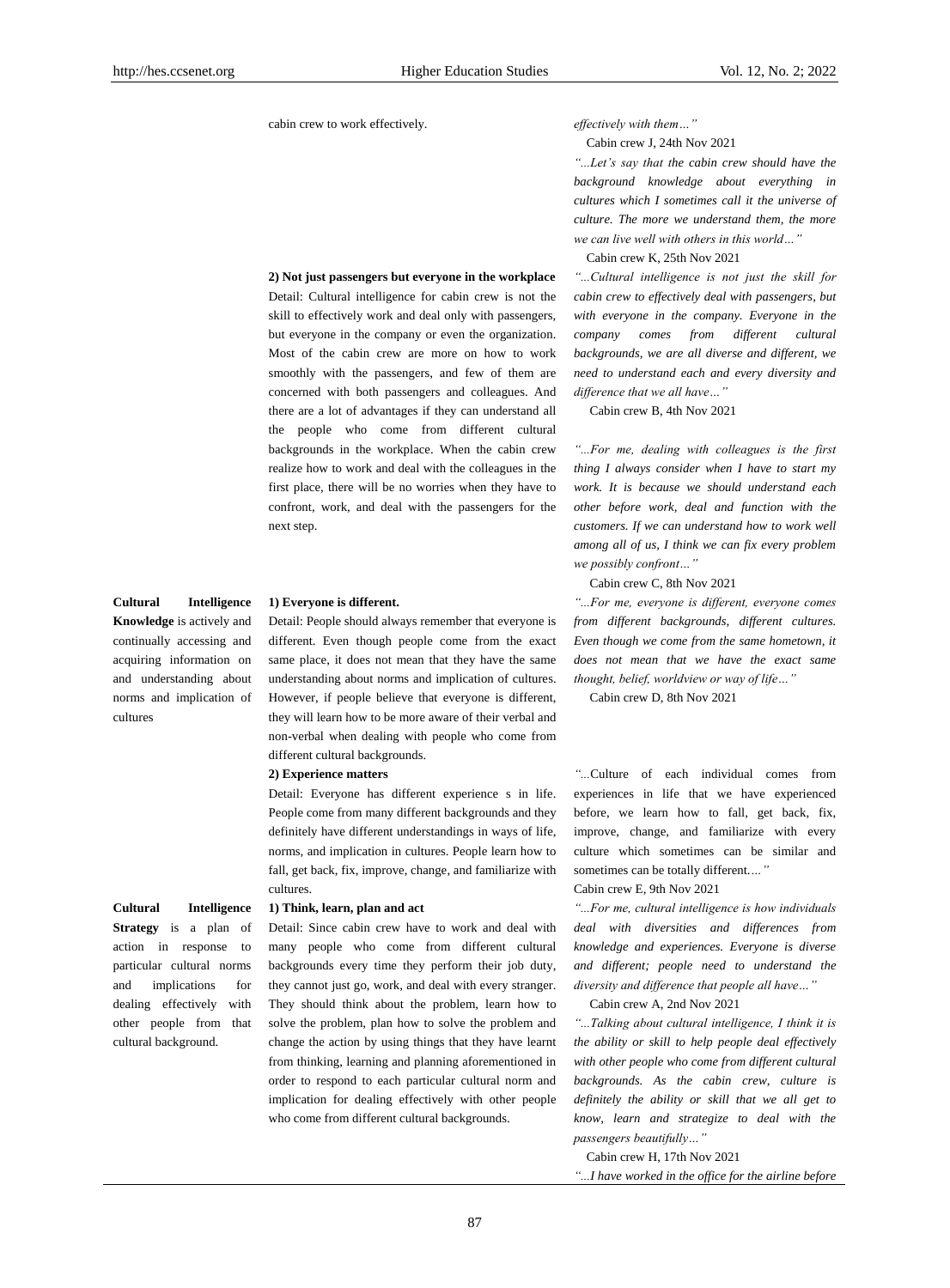| | | |
|---|---|---|
| | cabin crew to work effectively. | *effectively with them…"* Cabin crew J, 24th Nov 2021 *"...Let's say that the cabin crew should have the background knowledge about everything in cultures which I sometimes call it the universe of culture. The more we understand them, the more we can live well with others in this world…"* Cabin crew K, 25th Nov 2021 |
| | **2) Not just passengers but everyone in the workplace** Detail: Cultural intelligence for cabin crew is not the skill to effectively work and deal only with passengers, but everyone in the company or even the organization. Most of the cabin crew are more on how to work smoothly with the passengers, and few of them are concerned with both passengers and colleagues. And there are a lot of advantages if they can understand all the people who come from different cultural backgrounds in the workplace. When the cabin crew realize how to work and deal with the colleagues in the first place, there will be no worries when they have to confront, work, and deal with the passengers for the next step. | *"...Cultural intelligence is not just the skill for cabin crew to effectively deal with passengers, but with everyone in the company. Everyone in the company comes from different cultural backgrounds, we are all diverse and different, we need to understand each and every diversity and difference that we all have…"* Cabin crew B, 4th Nov 2021 *"...For me, dealing with colleagues is the first thing I always consider when I have to start my work. It is because we should understand each other before work, deal and function with the customers. If we can understand how to work well among all of us, I think we can fix every problem we possibly confront…"* Cabin crew C, 8th Nov 2021 |
| **Cultural Intelligence Knowledge** is actively and continually accessing and acquiring information on and understanding about norms and implication of cultures | **1) Everyone is different.** Detail: People should always remember that everyone is different. Even though people come from the exact same place, it does not mean that they have the same understanding about norms and implication of cultures. However, if people believe that everyone is different, they will learn how to be more aware of their verbal and non-verbal when dealing with people who come from different cultural backgrounds. | *"...For me, everyone is different, everyone comes from different backgrounds, different cultures. Even though we come from the same hometown, it does not mean that we have the exact same thought, belief, worldview or way of life…"* Cabin crew D, 8th Nov 2021 |
| | **2) Experience matters** Detail: Everyone has different experience s in life. People come from many different backgrounds and they definitely have different understandings in ways of life, norms, and implication in cultures. People learn how to fall, get back, fix, improve, change, and familiarize with cultures. | "...Culture of each individual comes from experiences in life that we have experienced before, we learn how to fall, get back, fix, improve, change, and familiarize with every culture which sometimes can be similar and sometimes can be totally different.…" Cabin crew E, 9th Nov 2021 |
| **Cultural Intelligence Strategy** is a plan of action in response to particular cultural norms and implications for dealing effectively with other people from that cultural background. | **1) Think, learn, plan and act** Detail: Since cabin crew have to work and deal with many people who come from different cultural backgrounds every time they perform their job duty, they cannot just go, work, and deal with every stranger. They should think about the problem, learn how to solve the problem, plan how to solve the problem and change the action by using things that they have learnt from thinking, learning and planning aforementioned in order to respond to each particular cultural norm and implication for dealing effectively with other people who come from different cultural backgrounds. | *"...For me, cultural intelligence is how individuals deal with diversities and differences from knowledge and experiences. Everyone is diverse and different; people need to understand the diversity and difference that people all have…"* Cabin crew A, 2nd Nov 2021 *"...Talking about cultural intelligence, I think it is the ability or skill to help people deal effectively with other people who come from different cultural backgrounds. As the cabin crew, culture is definitely the ability or skill that we all get to know, learn and strategize to deal with the passengers beautifully…"* Cabin crew H, 17th Nov 2021 *"...I have worked in the office for the airline before* |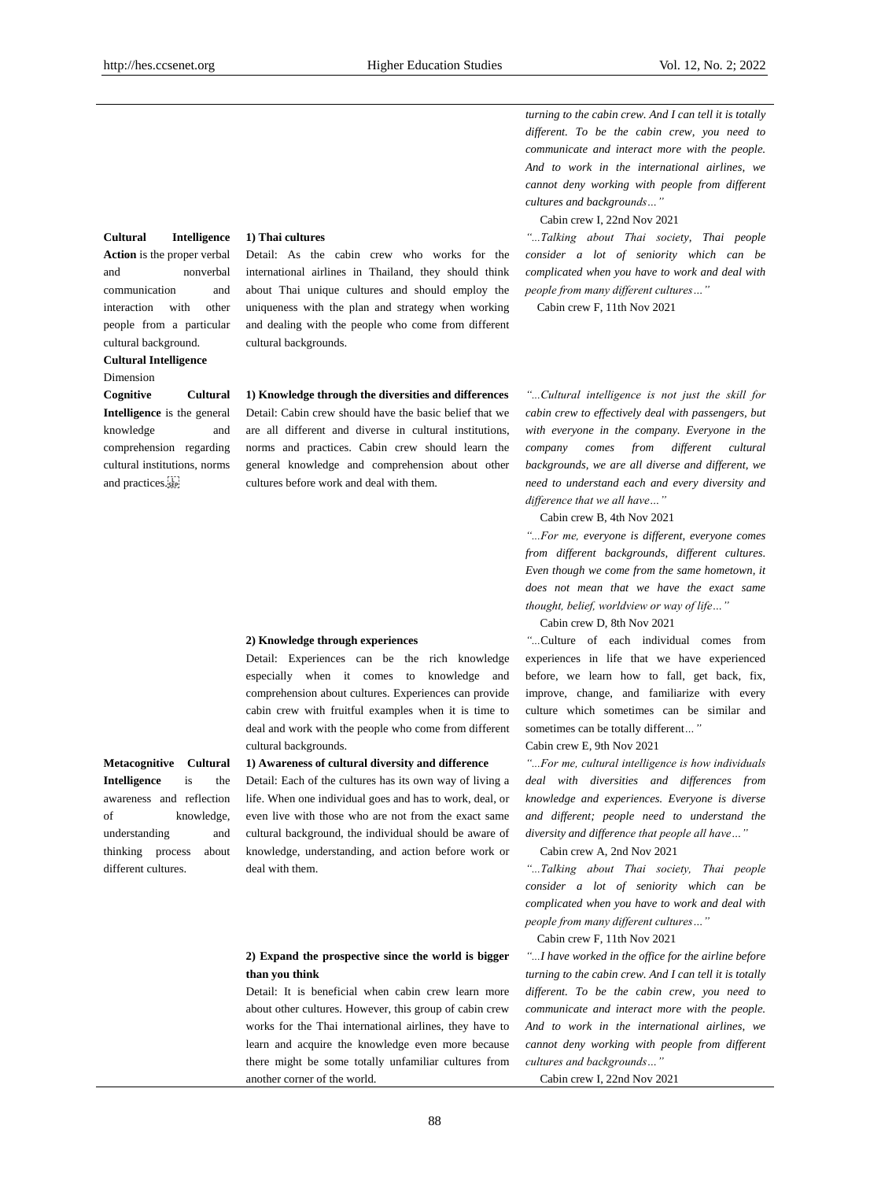| | | |
|---|---|---|
| | | *turning to the cabin crew. And I can tell it is totally different. To be the cabin crew, you need to communicate and interact more with the people. And to work in the international airlines, we cannot deny working with people from different cultures and backgrounds…"* Cabin crew I, 22nd Nov 2021 |
| **Cultural Intelligence Action** is the proper verbal and nonverbal communication and interaction with other people from a particular cultural background. | **1) Thai cultures** Detail: As the cabin crew who works for the international airlines in Thailand, they should think about Thai unique cultures and should employ the uniqueness with the plan and strategy when working and dealing with the people who come from different cultural backgrounds. | *"...Talking about Thai society, Thai people consider a lot of seniority which can be complicated when you have to work and deal with people from many different cultures…"* Cabin crew F, 11th Nov 2021 |
| **Cultural Intelligence** Dimension | | |
| **Cognitive Cultural Intelligence** is the general knowledge and comprehension regarding cultural institutions, norms and practices. | **1) Knowledge through the diversities and differences** Detail: Cabin crew should have the basic belief that we are all different and diverse in cultural institutions, norms and practices. Cabin crew should learn the general knowledge and comprehension about other cultures before work and deal with them. | *"...Cultural intelligence is not just the skill for cabin crew to effectively deal with passengers, but with everyone in the company. Everyone in the company comes from different cultural backgrounds, we are all diverse and different, we need to understand each and every diversity and difference that we all have…"* Cabin crew B, 4th Nov 2021 *"...For me, everyone is different, everyone comes from different backgrounds, different cultures. Even though we come from the same hometown, it does not mean that we have the exact same thought, belief, worldview or way of life…"* Cabin crew D, 8th Nov 2021 |
| | **2) Knowledge through experiences** Detail: Experiences can be the rich knowledge especially when it comes to knowledge and comprehension about cultures. Experiences can provide cabin crew with fruitful examples when it is time to deal and work with the people who come from different cultural backgrounds. | "...Culture of each individual comes from experiences in life that we have experienced before, we learn how to fall, get back, fix, improve, change, and familiarize with every culture which sometimes can be similar and sometimes can be totally different…" Cabin crew E, 9th Nov 2021 |
| **Metacognitive Cultural Intelligence** is the awareness and reflection of knowledge, understanding and thinking process about different cultures. | **1) Awareness of cultural diversity and difference** Detail: Each of the cultures has its own way of living a life. When one individual goes and has to work, deal, or even live with those who are not from the exact same cultural background, the individual should be aware of knowledge, understanding, and action before work or deal with them. | *"...For me, cultural intelligence is how individuals deal with diversities and differences from knowledge and experiences. Everyone is diverse and different; people need to understand the diversity and difference that people all have…"* Cabin crew A, 2nd Nov 2021 *"...Talking about Thai society, Thai people consider a lot of seniority which can be complicated when you have to work and deal with people from many different cultures…"* Cabin crew F, 11th Nov 2021 |
| | **2) Expand the prospective since the world is bigger than you think** Detail: It is beneficial when cabin crew learn more about other cultures. However, this group of cabin crew works for the Thai international airlines, they have to learn and acquire the knowledge even more because there might be some totally unfamiliar cultures from another corner of the world. | *"...I have worked in the office for the airline before turning to the cabin crew. And I can tell it is totally different. To be the cabin crew, you need to communicate and interact more with the people. And to work in the international airlines, we cannot deny working with people from different cultures and backgrounds…"* Cabin crew I, 22nd Nov 2021 |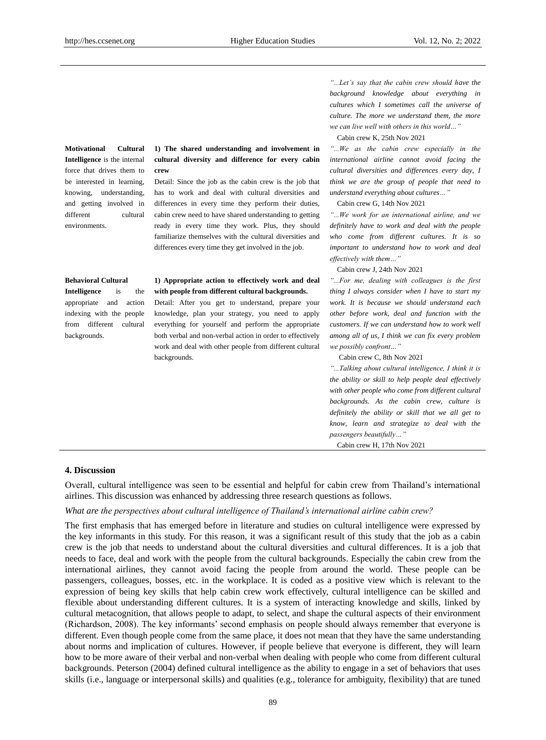| | | |
|---|---|---|
| | | *"...Let's say that the cabin crew should have the background knowledge about everything in cultures which I sometimes call the universe of culture. The more we understand them, the more we can live well with others in this world…"* Cabin crew K, 25th Nov 2021 |
| **Motivational Cultural Intelligence** is the internal force that drives them to be interested in learning, knowing, understanding, and getting involved in different cultural environments. | **1) The shared understanding and involvement in cultural diversity and difference for every cabin crew** Detail: Since the job as the cabin crew is the job that has to work and deal with cultural diversities and differences in every time they perform their duties, cabin crew need to have shared understanding to getting ready in every time they work. Plus, they should familiarize themselves with the cultural diversities and differences every time they get involved in the job. | *"...We as the cabin crew especially in the international airline cannot avoid facing the cultural diversities and differences every day, I think we are the group of people that need to understand everything about cultures…"* Cabin crew G, 14th Nov 2021 *"...We work for an international airline, and we definitely have to work and deal with the people who come from different cultures. It is so important to understand how to work and deal effectively with them…"* Cabin crew J, 24th Nov 2021 |
| **Behavioral Cultural Intelligence** is the appropriate and action indexing with the people from different cultural backgrounds. | **1) Appropriate action to effectively work and deal with people from different cultural backgrounds.** Detail: After you get to understand, prepare your knowledge, plan your strategy, you need to apply everything for yourself and perform the appropriate both verbal and non-verbal action in order to effectively work and deal with other people from different cultural backgrounds. | *"...For me, dealing with colleagues is the first thing I always consider when I have to start my work. It is because we should understand each other before work, deal and function with the customers. If we can understand how to work well among all of us, I think we can fix every problem we possibly confront…"* Cabin crew C, 8th Nov 2021 *"...Talking about cultural intelligence, I think it is the ability or skill to help people deal effectively with other people who come from different cultural backgrounds. As the cabin crew, culture is definitely the ability or skill that we all get to know, learn and strategize to deal with the passengers beautifully…"* Cabin crew H, 17th Nov 2021 |

## 4. Discussion

Overall, cultural intelligence was seen to be essential and helpful for cabin crew from Thailand's international airlines. This discussion was enhanced by addressing three research questions as follows.

*What are the perspectives about cultural intelligence of Thailand's international airline cabin crew?*

The first emphasis that has emerged before in literature and studies on cultural intelligence were expressed by the key informants in this study. For this reason, it was a significant result of this study that the job as a cabin crew is the job that needs to understand about the cultural diversities and cultural differences. It is a job that needs to face, deal and work with the people from the cultural backgrounds. Especially the cabin crew from the international airlines, they cannot avoid facing the people from around the world. These people can be passengers, colleagues, bosses, etc. in the workplace. It is coded as a positive view which is relevant to the expression of being key skills that help cabin crew work effectively, cultural intelligence can be skilled and flexible about understanding different cultures. It is a system of interacting knowledge and skills, linked by cultural metacognition, that allows people to adapt, to select, and shape the cultural aspects of their environment (Richardson, 2008). The key informants' second emphasis on people should always remember that everyone is different. Even though people come from the same place, it does not mean that they have the same understanding about norms and implication of cultures. However, if people believe that everyone is different, they will learn how to be more aware of their verbal and non-verbal when dealing with people who come from different cultural backgrounds. Peterson (2004) defined cultural intelligence as the ability to engage in a set of behaviors that uses skills (i.e., language or interpersonal skills) and qualities (e.g., tolerance for ambiguity, flexibility) that are tuned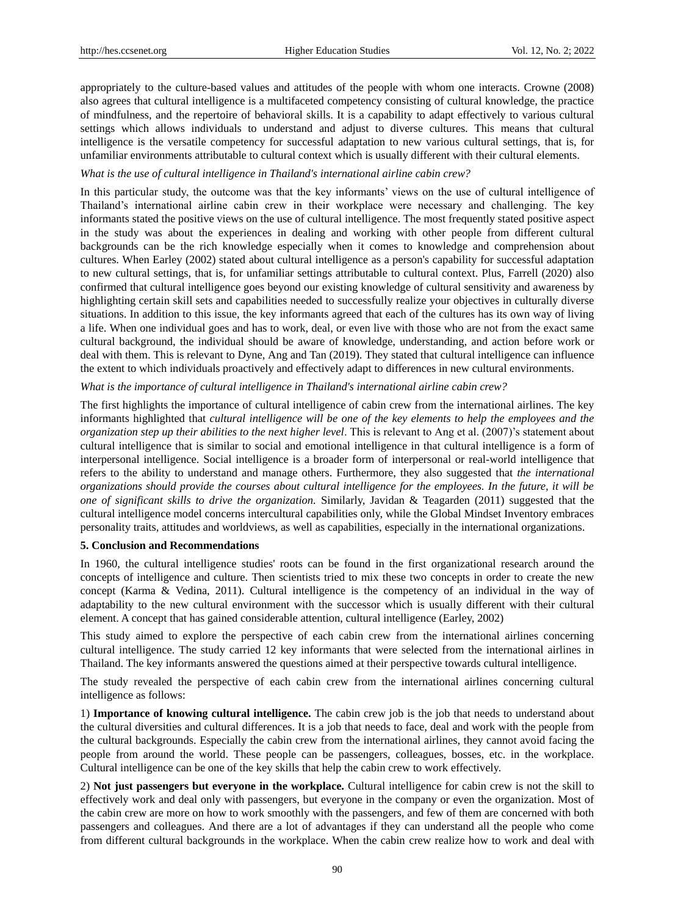appropriately to the culture-based values and attitudes of the people with whom one interacts. Crowne (2008) also agrees that cultural intelligence is a multifaceted competency consisting of cultural knowledge, the practice of mindfulness, and the repertoire of behavioral skills. It is a capability to adapt effectively to various cultural settings which allows individuals to understand and adjust to diverse cultures. This means that cultural intelligence is the versatile competency for successful adaptation to new various cultural settings, that is, for unfamiliar environments attributable to cultural context which is usually different with their cultural elements.

*What is the use of cultural intelligence in Thailand's international airline cabin crew?*

In this particular study, the outcome was that the key informants' views on the use of cultural intelligence of Thailand's international airline cabin crew in their workplace were necessary and challenging. The key informants stated the positive views on the use of cultural intelligence. The most frequently stated positive aspect in the study was about the experiences in dealing and working with other people from different cultural backgrounds can be the rich knowledge especially when it comes to knowledge and comprehension about cultures. When Earley (2002) stated about cultural intelligence as a person's capability for successful adaptation to new cultural settings, that is, for unfamiliar settings attributable to cultural context. Plus, Farrell (2020) also confirmed that cultural intelligence goes beyond our existing knowledge of cultural sensitivity and awareness by highlighting certain skill sets and capabilities needed to successfully realize your objectives in culturally diverse situations. In addition to this issue, the key informants agreed that each of the cultures has its own way of living a life. When one individual goes and has to work, deal, or even live with those who are not from the exact same cultural background, the individual should be aware of knowledge, understanding, and action before work or deal with them. This is relevant to Dyne, Ang and Tan (2019). They stated that cultural intelligence can influence the extent to which individuals proactively and effectively adapt to differences in new cultural environments.

*What is the importance of cultural intelligence in Thailand's international airline cabin crew?*

The first highlights the importance of cultural intelligence of cabin crew from the international airlines. The key informants highlighted that *cultural intelligence will be one of the key elements to help the employees and the organization step up their abilities to the next higher level*. This is relevant to Ang et al. (2007)'s statement about cultural intelligence that is similar to social and emotional intelligence in that cultural intelligence is a form of interpersonal intelligence. Social intelligence is a broader form of interpersonal or real-world intelligence that refers to the ability to understand and manage others. Furthermore, they also suggested that *the international organizations should provide the courses about cultural intelligence for the employees. In the future, it will be one of significant skills to drive the organization.* Similarly, Javidan & Teagarden (2011) suggested that the cultural intelligence model concerns intercultural capabilities only, while the Global Mindset Inventory embraces personality traits, attitudes and worldviews, as well as capabilities, especially in the international organizations.

## 5. Conclusion and Recommendations

In 1960, the cultural intelligence studies' roots can be found in the first organizational research around the concepts of intelligence and culture. Then scientists tried to mix these two concepts in order to create the new concept (Karma & Vedina, 2011). Cultural intelligence is the competency of an individual in the way of adaptability to the new cultural environment with the successor which is usually different with their cultural element. A concept that has gained considerable attention, cultural intelligence (Earley, 2002)

This study aimed to explore the perspective of each cabin crew from the international airlines concerning cultural intelligence. The study carried 12 key informants that were selected from the international airlines in Thailand. The key informants answered the questions aimed at their perspective towards cultural intelligence.

The study revealed the perspective of each cabin crew from the international airlines concerning cultural intelligence as follows:

1) **Importance of knowing cultural intelligence.** The cabin crew job is the job that needs to understand about the cultural diversities and cultural differences. It is a job that needs to face, deal and work with the people from the cultural backgrounds. Especially the cabin crew from the international airlines, they cannot avoid facing the people from around the world. These people can be passengers, colleagues, bosses, etc. in the workplace. Cultural intelligence can be one of the key skills that help the cabin crew to work effectively.

2) **Not just passengers but everyone in the workplace.** Cultural intelligence for cabin crew is not the skill to effectively work and deal only with passengers, but everyone in the company or even the organization. Most of the cabin crew are more on how to work smoothly with the passengers, and few of them are concerned with both passengers and colleagues. And there are a lot of advantages if they can understand all the people who come from different cultural backgrounds in the workplace. When the cabin crew realize how to work and deal with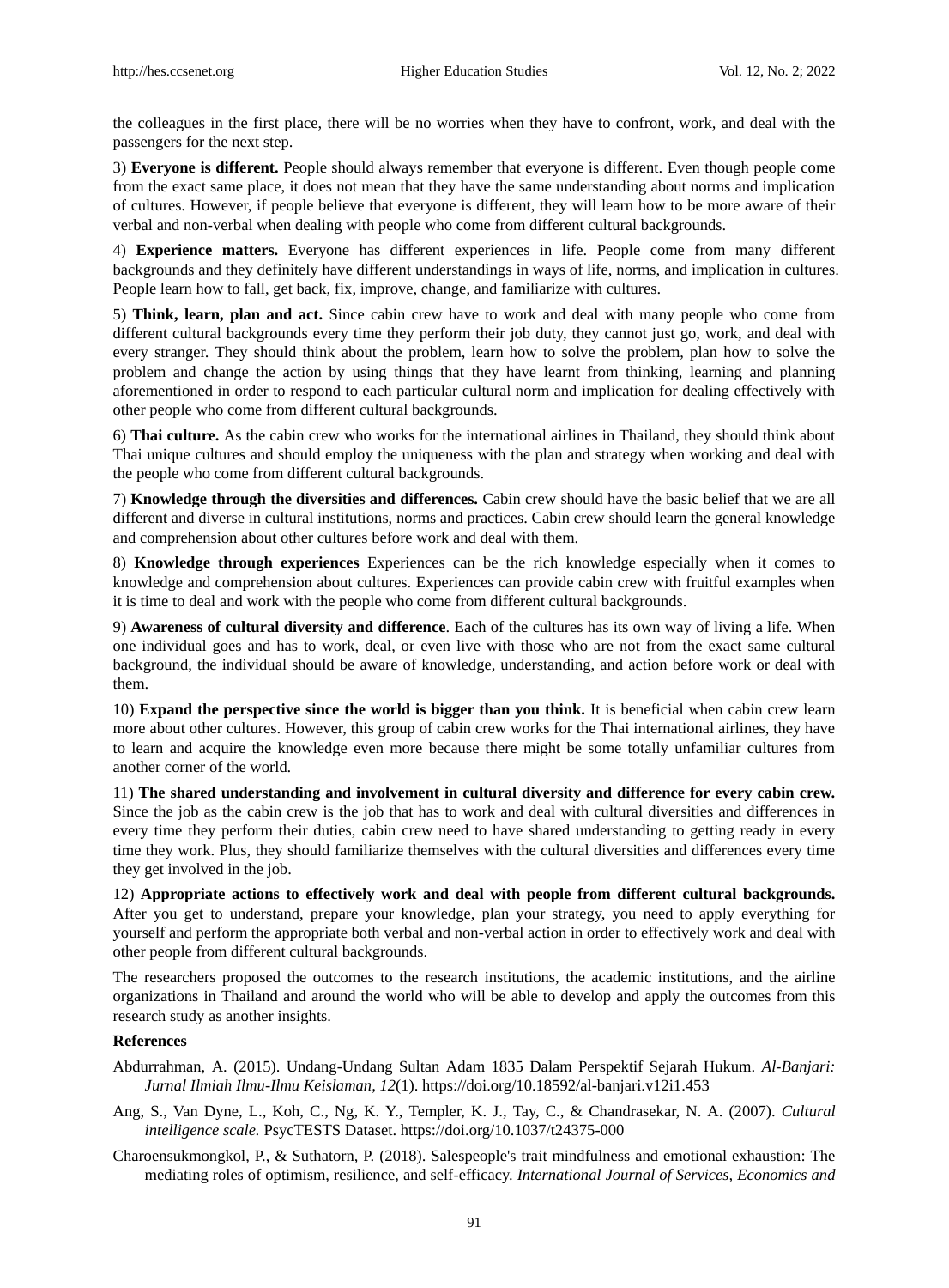the colleagues in the first place, there will be no worries when they have to confront, work, and deal with the passengers for the next step.

3) **Everyone is different.** People should always remember that everyone is different. Even though people come from the exact same place, it does not mean that they have the same understanding about norms and implication of cultures. However, if people believe that everyone is different, they will learn how to be more aware of their verbal and non-verbal when dealing with people who come from different cultural backgrounds.

4) **Experience matters.** Everyone has different experiences in life. People come from many different backgrounds and they definitely have different understandings in ways of life, norms, and implication in cultures. People learn how to fall, get back, fix, improve, change, and familiarize with cultures.

5) **Think, learn, plan and act.** Since cabin crew have to work and deal with many people who come from different cultural backgrounds every time they perform their job duty, they cannot just go, work, and deal with every stranger. They should think about the problem, learn how to solve the problem, plan how to solve the problem and change the action by using things that they have learnt from thinking, learning and planning aforementioned in order to respond to each particular cultural norm and implication for dealing effectively with other people who come from different cultural backgrounds.

6) **Thai culture.** As the cabin crew who works for the international airlines in Thailand, they should think about Thai unique cultures and should employ the uniqueness with the plan and strategy when working and deal with the people who come from different cultural backgrounds.

7) **Knowledge through the diversities and differences.** Cabin crew should have the basic belief that we are all different and diverse in cultural institutions, norms and practices. Cabin crew should learn the general knowledge and comprehension about other cultures before work and deal with them.

8) **Knowledge through experiences** Experiences can be the rich knowledge especially when it comes to knowledge and comprehension about cultures. Experiences can provide cabin crew with fruitful examples when it is time to deal and work with the people who come from different cultural backgrounds.

9) **Awareness of cultural diversity and difference**. Each of the cultures has its own way of living a life. When one individual goes and has to work, deal, or even live with those who are not from the exact same cultural background, the individual should be aware of knowledge, understanding, and action before work or deal with them.

10) **Expand the perspective since the world is bigger than you think.** It is beneficial when cabin crew learn more about other cultures. However, this group of cabin crew works for the Thai international airlines, they have to learn and acquire the knowledge even more because there might be some totally unfamiliar cultures from another corner of the world.

11) **The shared understanding and involvement in cultural diversity and difference for every cabin crew.** Since the job as the cabin crew is the job that has to work and deal with cultural diversities and differences in every time they perform their duties, cabin crew need to have shared understanding to getting ready in every time they work. Plus, they should familiarize themselves with the cultural diversities and differences every time they get involved in the job.

12) **Appropriate actions to effectively work and deal with people from different cultural backgrounds.** After you get to understand, prepare your knowledge, plan your strategy, you need to apply everything for yourself and perform the appropriate both verbal and non-verbal action in order to effectively work and deal with other people from different cultural backgrounds.

The researchers proposed the outcomes to the research institutions, the academic institutions, and the airline organizations in Thailand and around the world who will be able to develop and apply the outcomes from this research study as another insights.

## References

Abdurrahman, A. (2015). Undang-Undang Sultan Adam 1835 Dalam Perspektif Sejarah Hukum. *Al-Banjari: Jurnal Ilmiah Ilmu-Ilmu Keislaman, 12*(1). https://doi.org/10.18592/al-banjari.v12i1.453

Ang, S., Van Dyne, L., Koh, C., Ng, K. Y., Templer, K. J., Tay, C., & Chandrasekar, N. A. (2007). *Cultural intelligence scale.* PsycTESTS Dataset. https://doi.org/10.1037/t24375-000

Charoensukmongkol, P., & Suthatorn, P. (2018). Salespeople's trait mindfulness and emotional exhaustion: The mediating roles of optimism, resilience, and self-efficacy. *International Journal of Services, Economics and*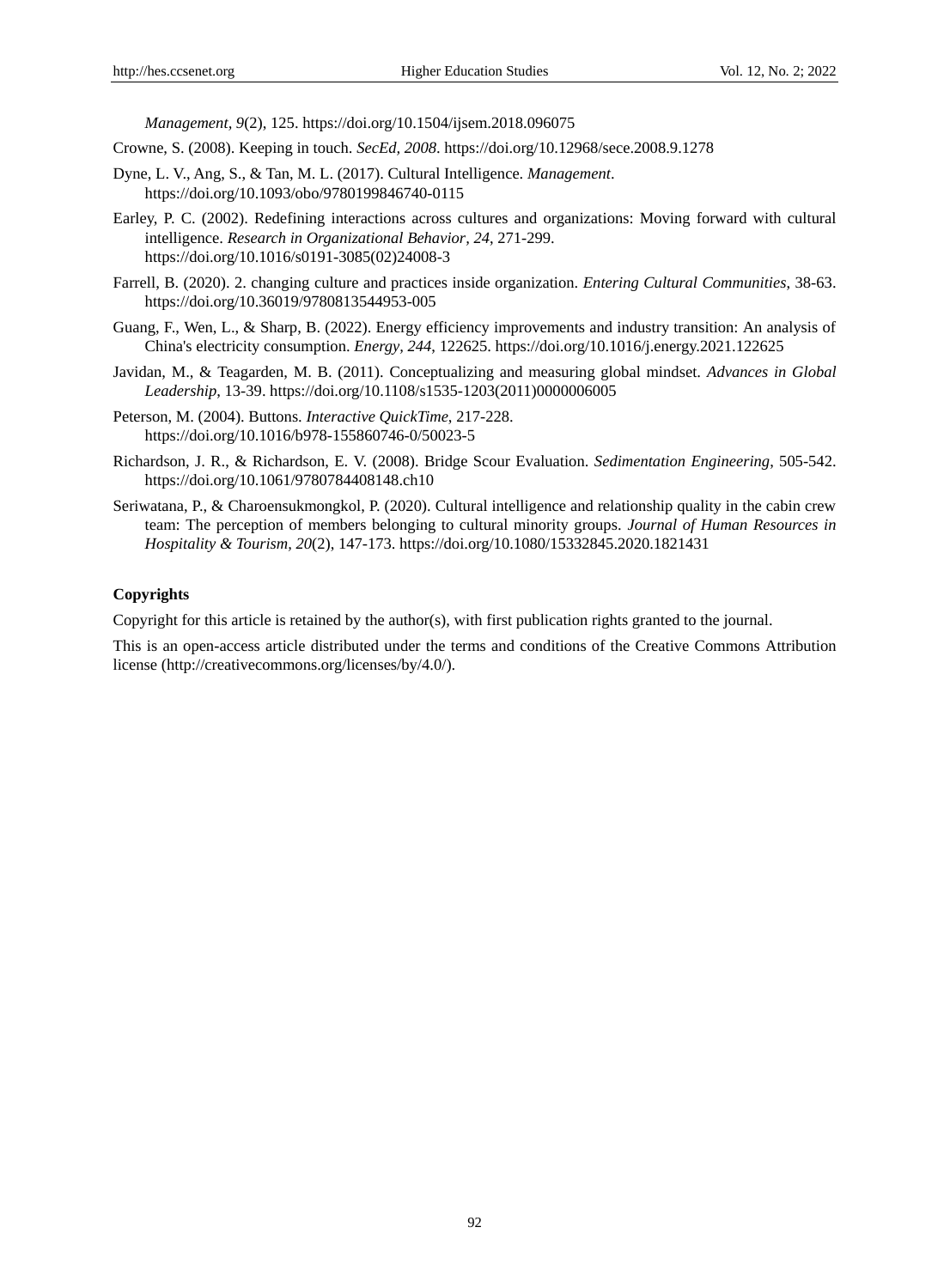*Management, 9*(2), 125. https://doi.org/10.1504/ijsem.2018.096075

Crowne, S. (2008). Keeping in touch. *SecEd, 2008*. https://doi.org/10.12968/sece.2008.9.1278

Dyne, L. V., Ang, S., & Tan, M. L. (2017). Cultural Intelligence. *Management*. https://doi.org/10.1093/obo/9780199846740-0115

Earley, P. C. (2002). Redefining interactions across cultures and organizations: Moving forward with cultural intelligence. *Research in Organizational Behavior, 24*, 271-299. https://doi.org/10.1016/s0191-3085(02)24008-3

Farrell, B. (2020). 2. changing culture and practices inside organization. *Entering Cultural Communities*, 38-63. https://doi.org/10.36019/9780813544953-005

Guang, F., Wen, L., & Sharp, B. (2022). Energy efficiency improvements and industry transition: An analysis of China's electricity consumption. *Energy, 244*, 122625. https://doi.org/10.1016/j.energy.2021.122625

Javidan, M., & Teagarden, M. B. (2011). Conceptualizing and measuring global mindset. *Advances in Global Leadership*, 13-39. https://doi.org/10.1108/s1535-1203(2011)0000006005

Peterson, M. (2004). Buttons. *Interactive QuickTime*, 217-228. https://doi.org/10.1016/b978-155860746-0/50023-5

Richardson, J. R., & Richardson, E. V. (2008). Bridge Scour Evaluation. *Sedimentation Engineering*, 505-542. https://doi.org/10.1061/9780784408148.ch10

Seriwatana, P., & Charoensukmongkol, P. (2020). Cultural intelligence and relationship quality in the cabin crew team: The perception of members belonging to cultural minority groups. *Journal of Human Resources in Hospitality & Tourism, 20*(2), 147-173. https://doi.org/10.1080/15332845.2020.1821431

**Copyrights**

Copyright for this article is retained by the author(s), with first publication rights granted to the journal.

This is an open-access article distributed under the terms and conditions of the Creative Commons Attribution license (http://creativecommons.org/licenses/by/4.0/).